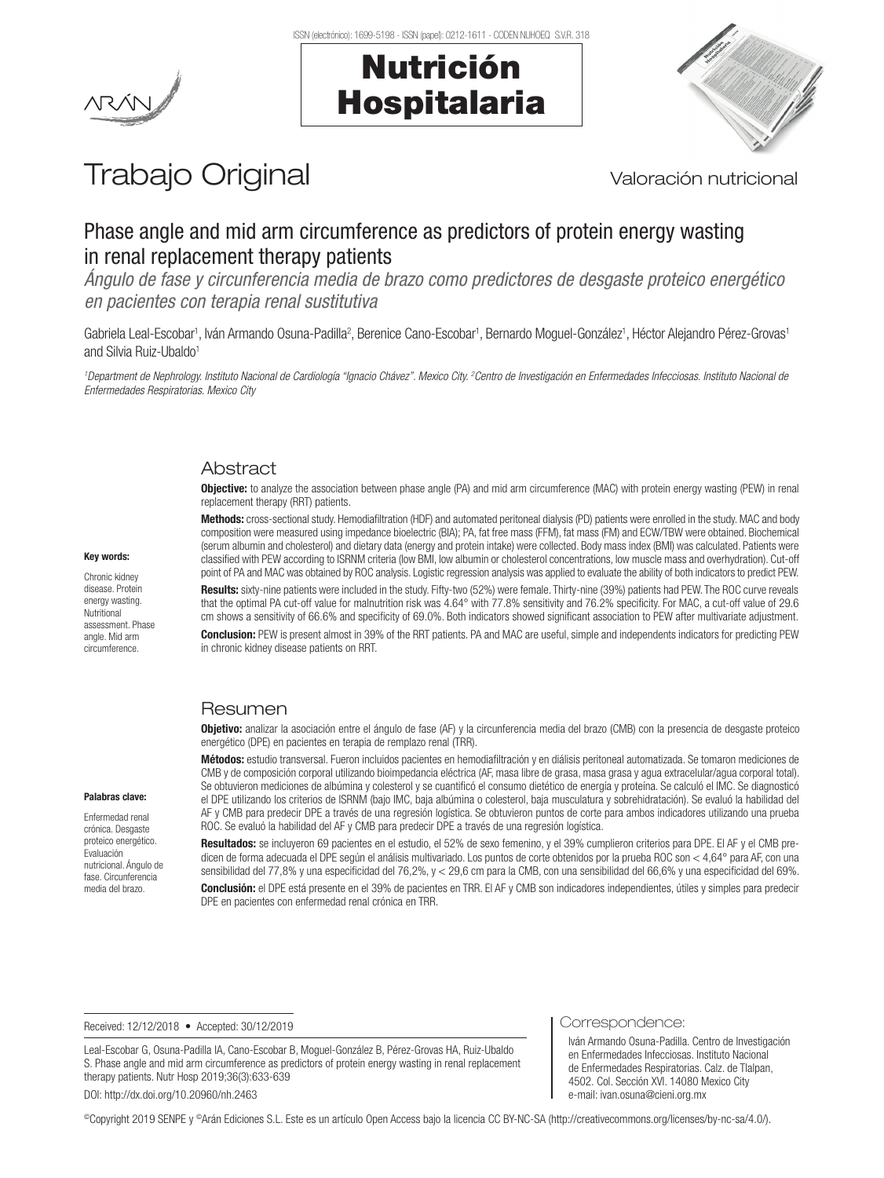Trabajo Original

Valoración nutricional

# Phase angle and mid arm circumference as predictors of protein energy wasting in renal replacement therapy patients

*Ángulo de fase y circunferencia media de brazo como predictores de desgaste proteico energético en pacientes con terapia renal sustitutiva*

Gabriela Leal-Escobar[1], Iván Armando Osuna-Padilla[2], Berenice Cano-Escobar[1], Bernardo Moguel-González[1], Héctor Alejandro Pérez-Grovas[1] and Silvia Ruiz-Ubaldo[1]

[1]Department de Nephrology. Instituto Nacional de Cardiología "Ignacio Chávez". Mexico City. [2]Centro de Investigación en Enfermedades Infecciosas. Instituto Nacional de Enfermedades Respiratorias. Mexico City

## Abstract

**Key words:**

Chronic kidney disease. Protein energy wasting. Nutritional assessment. Phase angle. Mid arm circumference.

**Objective:** to analyze the association between phase angle (PA) and mid arm circumference (MAC) with protein energy wasting (PEW) in renal replacement therapy (RRT) patients.

**Methods:** cross-sectional study. Hemodiafiltration (HDF) and automated peritoneal dialysis (PD) patients were enrolled in the study. MAC and body composition were measured using impedance bioelectric (BIA); PA, fat free mass (FFM), fat mass (FM) and ECW/TBW were obtained. Biochemical (serum albumin and cholesterol) and dietary data (energy and protein intake) were collected. Body mass index (BMI) was calculated. Patients were classified with PEW according to ISRNM criteria (low BMI, low albumin or cholesterol concentrations, low muscle mass and overhydration). Cut-off point of PA and MAC was obtained by ROC analysis. Logistic regression analysis was applied to evaluate the ability of both indicators to predict PEW.

**Results:** sixty-nine patients were included in the study. Fifty-two (52%) were female. Thirty-nine (39%) patients had PEW. The ROC curve reveals that the optimal PA cut-off value for malnutrition risk was 4.64° with 77.8% sensitivity and 76.2% specificity. For MAC, a cut-off value of 29.6 cm shows a sensitivity of 66.6% and specificity of 69.0%. Both indicators showed significant association to PEW after multivariate adjustment.

**Conclusion:** PEW is present almost in 39% of the RRT patients. PA and MAC are useful, simple and independents indicators for predicting PEW in chronic kidney disease patients on RRT.

## Resumen

**Palabras clave:**

Enfermedad renal crónica. Desgaste proteico energético. Evaluación nutricional. Ángulo de fase. Circunferencia media del brazo.

**Objetivo:** analizar la asociación entre el ángulo de fase (AF) y la circunferencia media del brazo (CMB) con la presencia de desgaste proteico energético (DPE) en pacientes en terapia de remplazo renal (TRR).

**Métodos:** estudio transversal. Fueron incluidos pacientes en hemodiafiltración y en diálisis peritoneal automatizada. Se tomaron mediciones de CMB y de composición corporal utilizando bioimpedancia eléctrica (AF, masa libre de grasa, masa grasa y agua extracelular/agua corporal total). Se obtuvieron mediciones de albúmina y colesterol y se cuantificó el consumo dietético de energía y proteína. Se calculó el IMC. Se diagnosticó el DPE utilizando los criterios de ISRNM (bajo IMC, baja albúmina o colesterol, baja musculatura y sobrehidratación). Se evaluó la habilidad del AF y CMB para predecir DPE a través de una regresión logística. Se obtuvieron puntos de corte para ambos indicadores utilizando una prueba ROC. Se evaluó la habilidad del AF y CMB para predecir DPE a través de una regresión logística.

**Resultados:** se incluyeron 69 pacientes en el estudio, el 52% de sexo femenino, y el 39% cumplieron criterios para DPE. El AF y el CMB predicen de forma adecuada el DPE según el análisis multivariado. Los puntos de corte obtenidos por la prueba ROC son < 4,64° para AF, con una sensibilidad del 77,8% y una especificidad del 76,2%, y < 29,6 cm para la CMB, con una sensibilidad del 66,6% y una especificidad del 69%.

**Conclusión:** el DPE está presente en el 39% de pacientes en TRR. El AF y CMB son indicadores independientes, útiles y simples para predecir DPE en pacientes con enfermedad renal crónica en TRR.

Received: 12/12/2018 • Accepted: 30/12/2019

Leal-Escobar G, Osuna-Padilla IA, Cano-Escobar B, Moguel-González B, Pérez-Grovas HA, Ruiz-Ubaldo S. Phase angle and mid arm circumference as predictors of protein energy wasting in renal replacement therapy patients. Nutr Hosp 2019;36(3):633-639

DOI: http://dx.doi.org/10.20960/nh.2463

Correspondence:

Iván Armando Osuna-Padilla. Centro de Investigación en Enfermedades Infecciosas. Instituto Nacional de Enfermedades Respiratorias. Calz. de Tlalpan, 4502. Col. Sección XVI. 14080 Mexico City
e-mail: ivan.osuna@cieni.org.mx

©Copyright 2019 SENPE y ©Arán Ediciones S.L. Este es un artículo Open Access bajo la licencia CC BY-NC-SA (http://creativecommons.org/licenses/by-nc-sa/4.0/).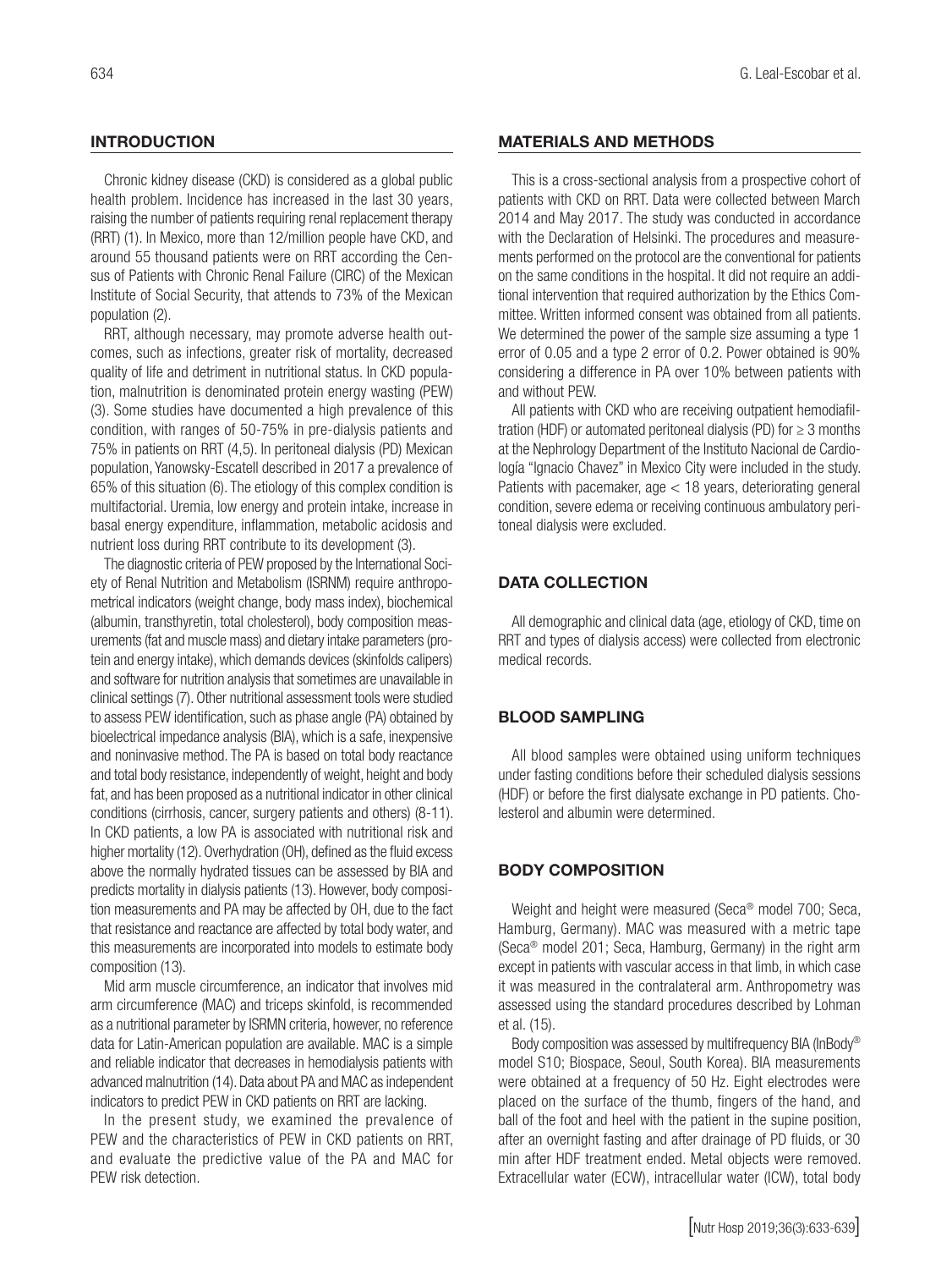## INTRODUCTION

Chronic kidney disease (CKD) is considered as a global public health problem. Incidence has increased in the last 30 years, raising the number of patients requiring renal replacement therapy (RRT) (1). In Mexico, more than 12/million people have CKD, and around 55 thousand patients were on RRT according the Census of Patients with Chronic Renal Failure (CIRC) of the Mexican Institute of Social Security, that attends to 73% of the Mexican population (2).

RRT, although necessary, may promote adverse health outcomes, such as infections, greater risk of mortality, decreased quality of life and detriment in nutritional status. In CKD population, malnutrition is denominated protein energy wasting (PEW) (3). Some studies have documented a high prevalence of this condition, with ranges of 50-75% in pre-dialysis patients and 75% in patients on RRT (4,5). In peritoneal dialysis (PD) Mexican population, Yanowsky-Escatell described in 2017 a prevalence of 65% of this situation (6). The etiology of this complex condition is multifactorial. Uremia, low energy and protein intake, increase in basal energy expenditure, inflammation, metabolic acidosis and nutrient loss during RRT contribute to its development (3).

The diagnostic criteria of PEW proposed by the International Society of Renal Nutrition and Metabolism (ISRNM) require anthropometrical indicators (weight change, body mass index), biochemical (albumin, transthyretin, total cholesterol), body composition measurements (fat and muscle mass) and dietary intake parameters (protein and energy intake), which demands devices (skinfolds calipers) and software for nutrition analysis that sometimes are unavailable in clinical settings (7). Other nutritional assessment tools were studied to assess PEW identification, such as phase angle (PA) obtained by bioelectrical impedance analysis (BIA), which is a safe, inexpensive and noninvasive method. The PA is based on total body reactance and total body resistance, independently of weight, height and body fat, and has been proposed as a nutritional indicator in other clinical conditions (cirrhosis, cancer, surgery patients and others) (8-11). In CKD patients, a low PA is associated with nutritional risk and higher mortality (12). Overhydration (OH), defined as the fluid excess above the normally hydrated tissues can be assessed by BIA and predicts mortality in dialysis patients (13). However, body composition measurements and PA may be affected by OH, due to the fact that resistance and reactance are affected by total body water, and this measurements are incorporated into models to estimate body composition (13).

Mid arm muscle circumference, an indicator that involves mid arm circumference (MAC) and triceps skinfold, is recommended as a nutritional parameter by ISRMN criteria, however, no reference data for Latin-American population are available. MAC is a simple and reliable indicator that decreases in hemodialysis patients with advanced malnutrition (14). Data about PA and MAC as independent indicators to predict PEW in CKD patients on RRT are lacking.

In the present study, we examined the prevalence of PEW and the characteristics of PEW in CKD patients on RRT, and evaluate the predictive value of the PA and MAC for PEW risk detection.

## MATERIALS AND METHODS

This is a cross-sectional analysis from a prospective cohort of patients with CKD on RRT. Data were collected between March 2014 and May 2017. The study was conducted in accordance with the Declaration of Helsinki. The procedures and measurements performed on the protocol are the conventional for patients on the same conditions in the hospital. It did not require an additional intervention that required authorization by the Ethics Committee. Written informed consent was obtained from all patients. We determined the power of the sample size assuming a type 1 error of 0.05 and a type 2 error of 0.2. Power obtained is 90% considering a difference in PA over 10% between patients with and without PEW.

All patients with CKD who are receiving outpatient hemodiafiltration (HDF) or automated peritoneal dialysis (PD) for ≥ 3 months at the Nephrology Department of the Instituto Nacional de Cardiología "Ignacio Chavez" in Mexico City were included in the study. Patients with pacemaker, age < 18 years, deteriorating general condition, severe edema or receiving continuous ambulatory peritoneal dialysis were excluded.

## DATA COLLECTION

All demographic and clinical data (age, etiology of CKD, time on RRT and types of dialysis access) were collected from electronic medical records.

## BLOOD SAMPLING

All blood samples were obtained using uniform techniques under fasting conditions before their scheduled dialysis sessions (HDF) or before the first dialysate exchange in PD patients. Cholesterol and albumin were determined.

## BODY COMPOSITION

Weight and height were measured (Seca® model 700; Seca, Hamburg, Germany). MAC was measured with a metric tape (Seca® model 201; Seca, Hamburg, Germany) in the right arm except in patients with vascular access in that limb, in which case it was measured in the contralateral arm. Anthropometry was assessed using the standard procedures described by Lohman et al. (15).

Body composition was assessed by multifrequency BIA (InBody® model S10; Biospace, Seoul, South Korea). BIA measurements were obtained at a frequency of 50 Hz. Eight electrodes were placed on the surface of the thumb, fingers of the hand, and ball of the foot and heel with the patient in the supine position, after an overnight fasting and after drainage of PD fluids, or 30 min after HDF treatment ended. Metal objects were removed. Extracellular water (ECW), intracellular water (ICW), total body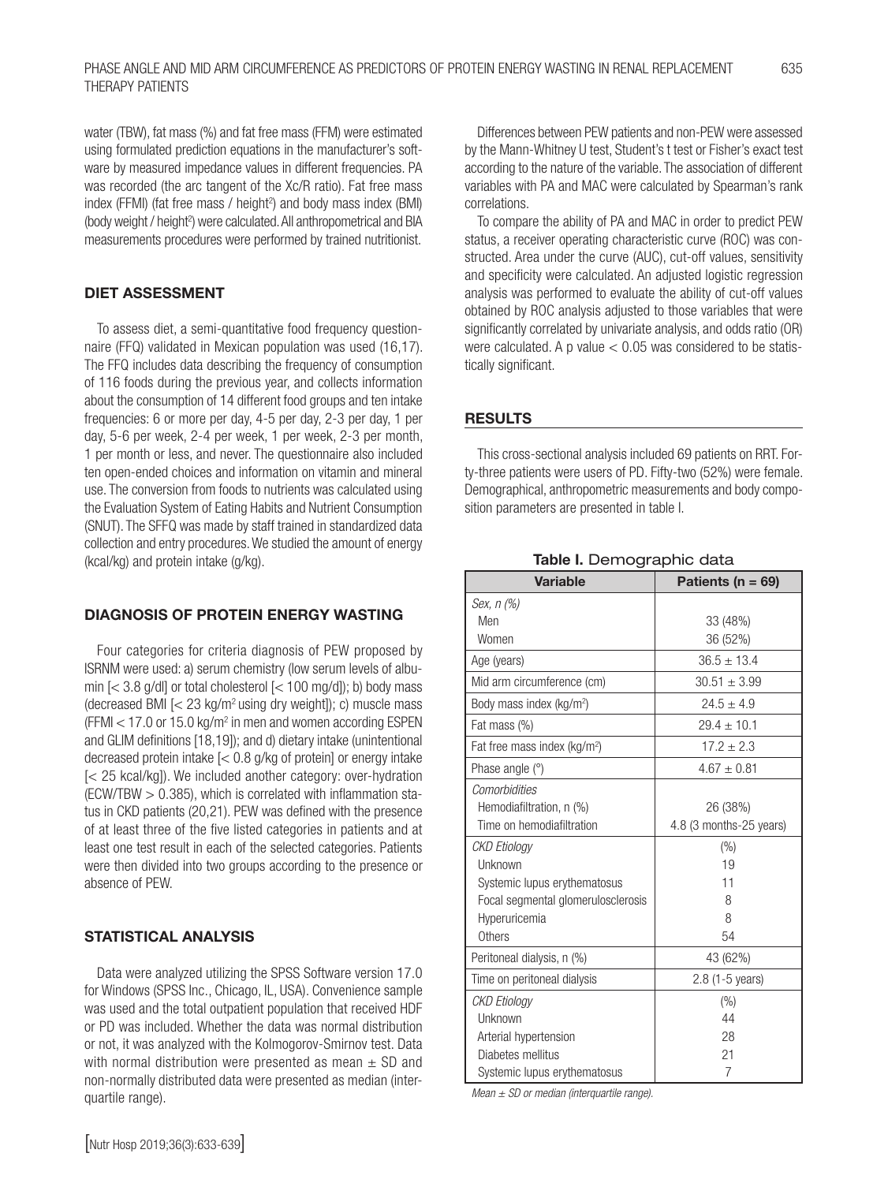water (TBW), fat mass (%) and fat free mass (FFM) were estimated using formulated prediction equations in the manufacturer's software by measured impedance values in different frequencies. PA was recorded (the arc tangent of the Xc/R ratio). Fat free mass index (FFMI) (fat free mass / height$^2$) and body mass index (BMI) (body weight / height$^2$) were calculated. All anthropometrical and BIA measurements procedures were performed by trained nutritionist.

## DIET ASSESSMENT

To assess diet, a semi-quantitative food frequency questionnaire (FFQ) validated in Mexican population was used (16,17). The FFQ includes data describing the frequency of consumption of 116 foods during the previous year, and collects information about the consumption of 14 different food groups and ten intake frequencies: 6 or more per day, 4-5 per day, 2-3 per day, 1 per day, 5-6 per week, 2-4 per week, 1 per week, 2-3 per month, 1 per month or less, and never. The questionnaire also included ten open-ended choices and information on vitamin and mineral use. The conversion from foods to nutrients was calculated using the Evaluation System of Eating Habits and Nutrient Consumption (SNUT). The SFFQ was made by staff trained in standardized data collection and entry procedures. We studied the amount of energy (kcal/kg) and protein intake (g/kg).

## DIAGNOSIS OF PROTEIN ENERGY WASTING

Four categories for criteria diagnosis of PEW proposed by ISRNM were used: a) serum chemistry (low serum levels of albumin [< 3.8 g/dl] or total cholesterol [< 100 mg/d]); b) body mass (decreased BMI [< 23 kg/m$^2$ using dry weight]); c) muscle mass (FFMI < 17.0 or 15.0 kg/m$^2$ in men and women according ESPEN and GLIM definitions [18,19]); and d) dietary intake (unintentional decreased protein intake [< 0.8 g/kg of protein] or energy intake [< 25 kcal/kg]). We included another category: over-hydration (ECW/TBW > 0.385), which is correlated with inflammation status in CKD patients (20,21). PEW was defined with the presence of at least three of the five listed categories in patients and at least one test result in each of the selected categories. Patients were then divided into two groups according to the presence or absence of PEW.

## STATISTICAL ANALYSIS

Data were analyzed utilizing the SPSS Software version 17.0 for Windows (SPSS Inc., Chicago, IL, USA). Convenience sample was used and the total outpatient population that received HDF or PD was included. Whether the data was normal distribution or not, it was analyzed with the Kolmogorov-Smirnov test. Data with normal distribution were presented as mean ± SD and non-normally distributed data were presented as median (interquartile range).

Differences between PEW patients and non-PEW were assessed by the Mann-Whitney U test, Student's t test or Fisher's exact test according to the nature of the variable. The association of different variables with PA and MAC were calculated by Spearman's rank correlations.

To compare the ability of PA and MAC in order to predict PEW status, a receiver operating characteristic curve (ROC) was constructed. Area under the curve (AUC), cut-off values, sensitivity and specificity were calculated. An adjusted logistic regression analysis was performed to evaluate the ability of cut-off values obtained by ROC analysis adjusted to those variables that were significantly correlated by univariate analysis, and odds ratio (OR) were calculated. A p value $< 0.05$ was considered to be statistically significant.

## RESULTS

This cross-sectional analysis included 69 patients on RRT. Forty-three patients were users of PD. Fifty-two (52%) were female. Demographical, anthropometric measurements and body composition parameters are presented in table I.

**Table I.** Demographic data

| Variable | Patients (n = 69) |
|---|---|
| *Sex, n (%)* | |
| Men | 33 (48%) |
| Women | 36 (52%) |
| Age (years) | 36.5 ± 13.4 |
| Mid arm circumference (cm) | 30.51 ± 3.99 |
| Body mass index (kg/m$^2$) | 24.5 ± 4.9 |
| Fat mass (%) | 29.4 ± 10.1 |
| Fat free mass index (kg/m$^2$) | 17.2 ± 2.3 |
| Phase angle (°) | 4.67 ± 0.81 |
| *Comorbidities* | |
| Hemodiafiltration, n (%) | 26 (38%) |
| Time on hemodiafiltration | 4.8 (3 months-25 years) |
| *CKD Etiology* | (%) |
| Unknown | 19 |
| Systemic lupus erythematosus | 11 |
| Focal segmental glomerulosclerosis | 8 |
| Hyperuricemia | 8 |
| Others | 54 |
| Peritoneal dialysis, n (%) | 43 (62%) |
| Time on peritoneal dialysis | 2.8 (1-5 years) |
| *CKD Etiology* | (%) |
| Unknown | 44 |
| Arterial hypertension | 28 |
| Diabetes mellitus | 21 |
| Systemic lupus erythematosus | 7 |

*Mean ± SD or median (interquartile range).*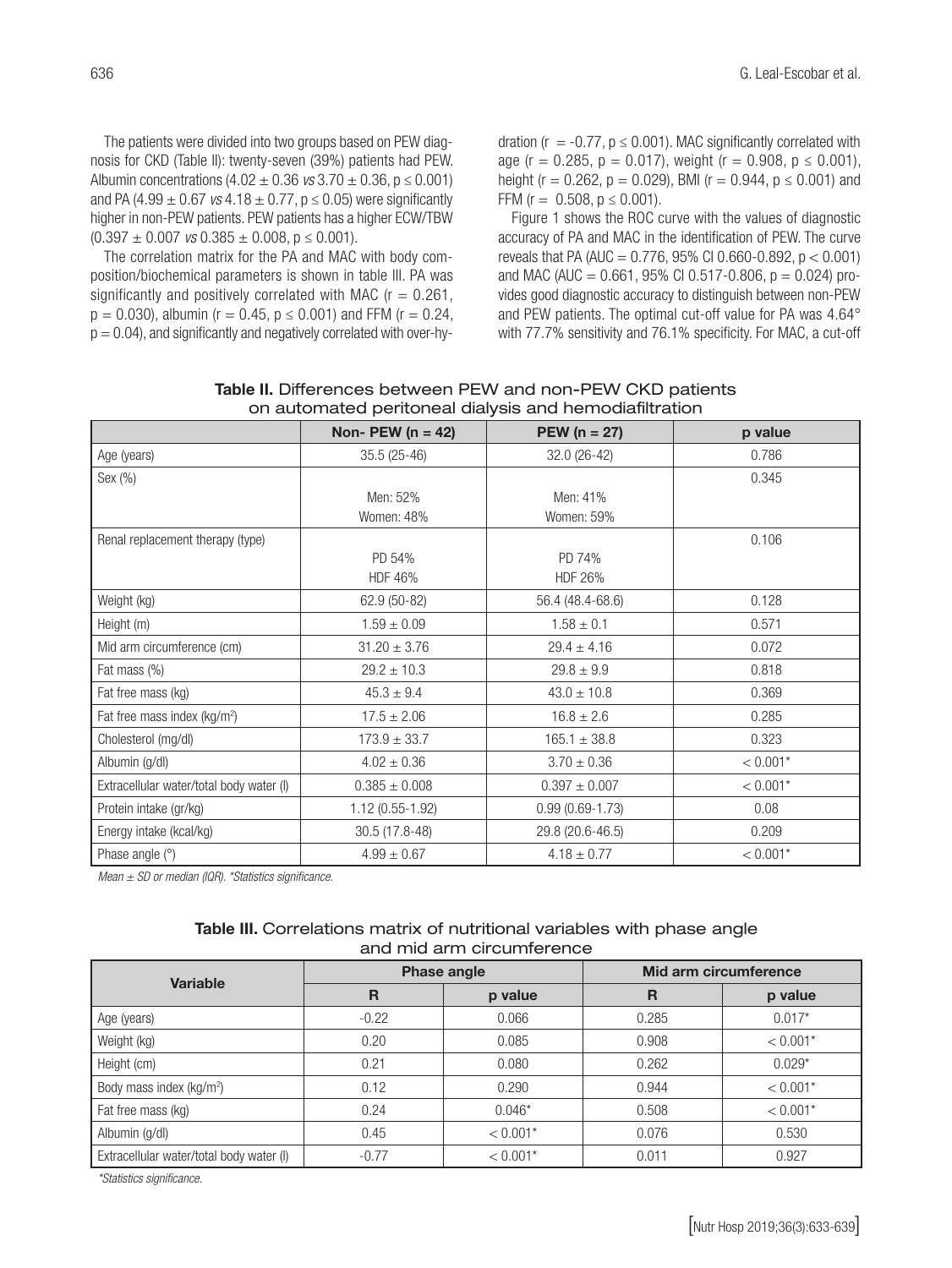The patients were divided into two groups based on PEW diagnosis for CKD (Table II): twenty-seven (39%) patients had PEW. Albumin concentrations (4.02 ± 0.36 *vs* 3.70 ± 0.36, $p \leq 0.001$) and PA (4.99 ± 0.67 *vs* 4.18 ± 0.77, $p \leq 0.05$) were significantly higher in non-PEW patients. PEW patients has a higher ECW/TBW (0.397 ± 0.007 *vs* 0.385 ± 0.008, $p \leq 0.001$).

The correlation matrix for the PA and MAC with body composition/biochemical parameters is shown in table III. PA was significantly and positively correlated with MAC ($r = 0.261$, $p = 0.030$), albumin ($r = 0.45$, $p \leq 0.001$) and FFM ($r = 0.24$, $p = 0.04$), and significantly and negatively correlated with over-hydration ($r = -0.77$, $p \leq 0.001$). MAC significantly correlated with age ($r = 0.285$, $p = 0.017$), weight ($r = 0.908$, $p \leq 0.001$), height ($r = 0.262$, $p = 0.029$), BMI ($r = 0.944$, $p \leq 0.001$) and FFM ($r = 0.508$, $p \leq 0.001$).

Figure 1 shows the ROC curve with the values of diagnostic accuracy of PA and MAC in the identification of PEW. The curve reveals that PA (AUC = 0.776, 95% CI 0.660-0.892, $p < 0.001$) and MAC (AUC = 0.661, 95% CI 0.517-0.806, $p = 0.024$) provides good diagnostic accuracy to distinguish between non-PEW and PEW patients. The optimal cut-off value for PA was 4.64° with 77.7% sensitivity and 76.1% specificity. For MAC, a cut-off

**Table II.** Differences between PEW and non-PEW CKD patients on automated peritoneal dialysis and hemodiafiltration

| | Non- PEW (n = 42) | PEW (n = 27) | p value |
|---|---|---|---|
| Age (years) | 35.5 (25-46) | 32.0 (26-42) | 0.786 |
| Sex (%) | Men: 52%<br>Women: 48% | Men: 41%<br>Women: 59% | 0.345 |
| Renal replacement therapy (type) | PD 54%<br>HDF 46% | PD 74%<br>HDF 26% | 0.106 |
| Weight (kg) | 62.9 (50-82) | 56.4 (48.4-68.6) | 0.128 |
| Height (m) | 1.59 ± 0.09 | 1.58 ± 0.1 | 0.571 |
| Mid arm circumference (cm) | 31.20 ± 3.76 | 29.4 ± 4.16 | 0.072 |
| Fat mass (%) | 29.2 ± 10.3 | 29.8 ± 9.9 | 0.818 |
| Fat free mass (kg) | 45.3 ± 9.4 | 43.0 ± 10.8 | 0.369 |
| Fat free mass index (kg/m²) | 17.5 ± 2.06 | 16.8 ± 2.6 | 0.285 |
| Cholesterol (mg/dl) | 173.9 ± 33.7 | 165.1 ± 38.8 | 0.323 |
| Albumin (g/dl) | 4.02 ± 0.36 | 3.70 ± 0.36 | < 0.001* |
| Extracellular water/total body water (l) | 0.385 ± 0.008 | 0.397 ± 0.007 | < 0.001* |
| Protein intake (gr/kg) | 1.12 (0.55-1.92) | 0.99 (0.69-1.73) | 0.08 |
| Energy intake (kcal/kg) | 30.5 (17.8-48) | 29.8 (20.6-46.5) | 0.209 |
| Phase angle (°) | 4.99 ± 0.67 | 4.18 ± 0.77 | < 0.001* |

*Mean ± SD or median (IQR). *Statistics significance.*

**Table III.** Correlations matrix of nutritional variables with phase angle and mid arm circumference

| Variable | Phase angle | | Mid arm circumference | |
|---|---|---|---|---|
| | R | p value | R | p value |
| Age (years) | -0.22 | 0.066 | 0.285 | 0.017* |
| Weight (kg) | 0.20 | 0.085 | 0.908 | < 0.001* |
| Height (cm) | 0.21 | 0.080 | 0.262 | 0.029* |
| Body mass index (kg/m²) | 0.12 | 0.290 | 0.944 | < 0.001* |
| Fat free mass (kg) | 0.24 | 0.046* | 0.508 | < 0.001* |
| Albumin (g/dl) | 0.45 | < 0.001* | 0.076 | 0.530 |
| Extracellular water/total body water (l) | -0.77 | < 0.001* | 0.011 | 0.927 |

*\*Statistics significance.*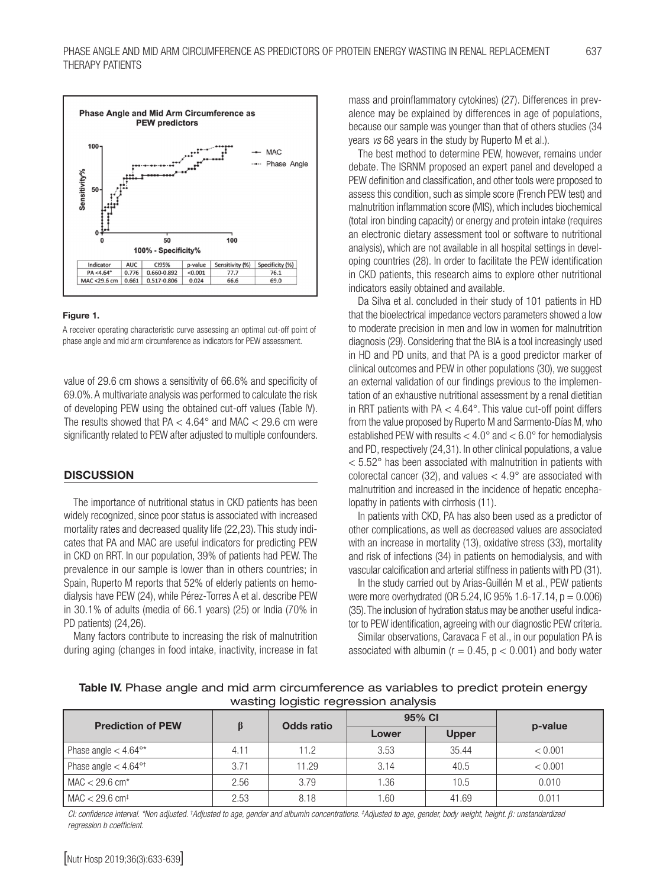**Figure 1.**

A receiver operating characteristic curve assessing an optimal cut-off point of phase angle and mid arm circumference as indicators for PEW assessment.

| Indicator | AUC | CI95% | p-value | Sensitivity (%) | Specificity (%) |
|---|---|---|---|---|---|
| PA <4.64° | 0.776 | 0.660-0.892 | <0.001 | 77.7 | 76.1 |
| MAC <29.6 cm | 0.661 | 0.517-0.806 | 0.024 | 66.6 | 69.0 |

value of 29.6 cm shows a sensitivity of 66.6% and specificity of 69.0%. A multivariate analysis was performed to calculate the risk of developing PEW using the obtained cut-off values (Table IV). The results showed that PA < 4.64° and MAC < 29.6 cm were significantly related to PEW after adjusted to multiple confounders.

## DISCUSSION

The importance of nutritional status in CKD patients has been widely recognized, since poor status is associated with increased mortality rates and decreased quality life (22,23). This study indicates that PA and MAC are useful indicators for predicting PEW in CKD on RRT. In our population, 39% of patients had PEW. The prevalence in our sample is lower than in others countries; in Spain, Ruperto M reports that 52% of elderly patients on hemodialysis have PEW (24), while Pérez-Torres A et al. describe PEW in 30.1% of adults (media of 66.1 years) (25) or India (70% in PD patients) (24,26).

Many factors contribute to increasing the risk of malnutrition during aging (changes in food intake, inactivity, increase in fat mass and proinflammatory cytokines) (27). Differences in prevalence may be explained by differences in age of populations, because our sample was younger than that of others studies (34 years *vs* 68 years in the study by Ruperto M et al.).

The best method to determine PEW, however, remains under debate. The ISRNM proposed an expert panel and developed a PEW definition and classification, and other tools were proposed to assess this condition, such as simple score (French PEW test) and malnutrition inflammation score (MIS), which includes biochemical (total iron binding capacity) or energy and protein intake (requires an electronic dietary assessment tool or software to nutritional analysis), which are not available in all hospital settings in developing countries (28). In order to facilitate the PEW identification in CKD patients, this research aims to explore other nutritional indicators easily obtained and available.

Da Silva et al. concluded in their study of 101 patients in HD that the bioelectrical impedance vectors parameters showed a low to moderate precision in men and low in women for malnutrition diagnosis (29). Considering that the BIA is a tool increasingly used in HD and PD units, and that PA is a good predictor marker of clinical outcomes and PEW in other populations (30), we suggest an external validation of our findings previous to the implementation of an exhaustive nutritional assessment by a renal dietitian in RRT patients with PA < 4.64°. This value cut-off point differs from the value proposed by Ruperto M and Sarmento-Días M, who established PEW with results < 4.0° and < 6.0° for hemodialysis and PD, respectively (24,31). In other clinical populations, a value < 5.52° has been associated with malnutrition in patients with colorectal cancer (32), and values < 4.9° are associated with malnutrition and increased in the incidence of hepatic encephalopathy in patients with cirrhosis (11).

In patients with CKD, PA has also been used as a predictor of other complications, as well as decreased values are associated with an increase in mortality (13), oxidative stress (33), mortality and risk of infections (34) in patients on hemodialysis, and with vascular calcification and arterial stiffness in patients with PD (31).

In the study carried out by Arias-Guillén M et al., PEW patients were more overhydrated (OR 5.24, IC 95% 1.6-17.14, $p = 0.006$) (35). The inclusion of hydration status may be another useful indicator to PEW identification, agreeing with our diagnostic PEW criteria.

Similar observations, Caravaca F et al., in our population PA is associated with albumin ($r = 0.45$, $p < 0.001$) and body water

**Table IV.** Phase angle and mid arm circumference as variables to predict protein energy wasting logistic regression analysis

| Prediction of PEW | β | Odds ratio | 95% CI | | p-value |
|---|---|---|---|---|---|
| | | | Lower | Upper | |
| Phase angle < 4.64°* | 4.11 | 11.2 | 3.53 | 35.44 | < 0.001 |
| Phase angle < 4.64°† | 3.71 | 11.29 | 3.14 | 40.5 | < 0.001 |
| MAC < 29.6 cm* | 2.56 | 3.79 | 1.36 | 10.5 | 0.010 |
| MAC < 29.6 cm‡ | 2.53 | 8.18 | 1.60 | 41.69 | 0.011 |

*CI: confidence interval. \*Non adjusted. †Adjusted to age, gender and albumin concentrations. ‡Adjusted to age, gender, body weight, height. β: unstandardized regression b coefficient.*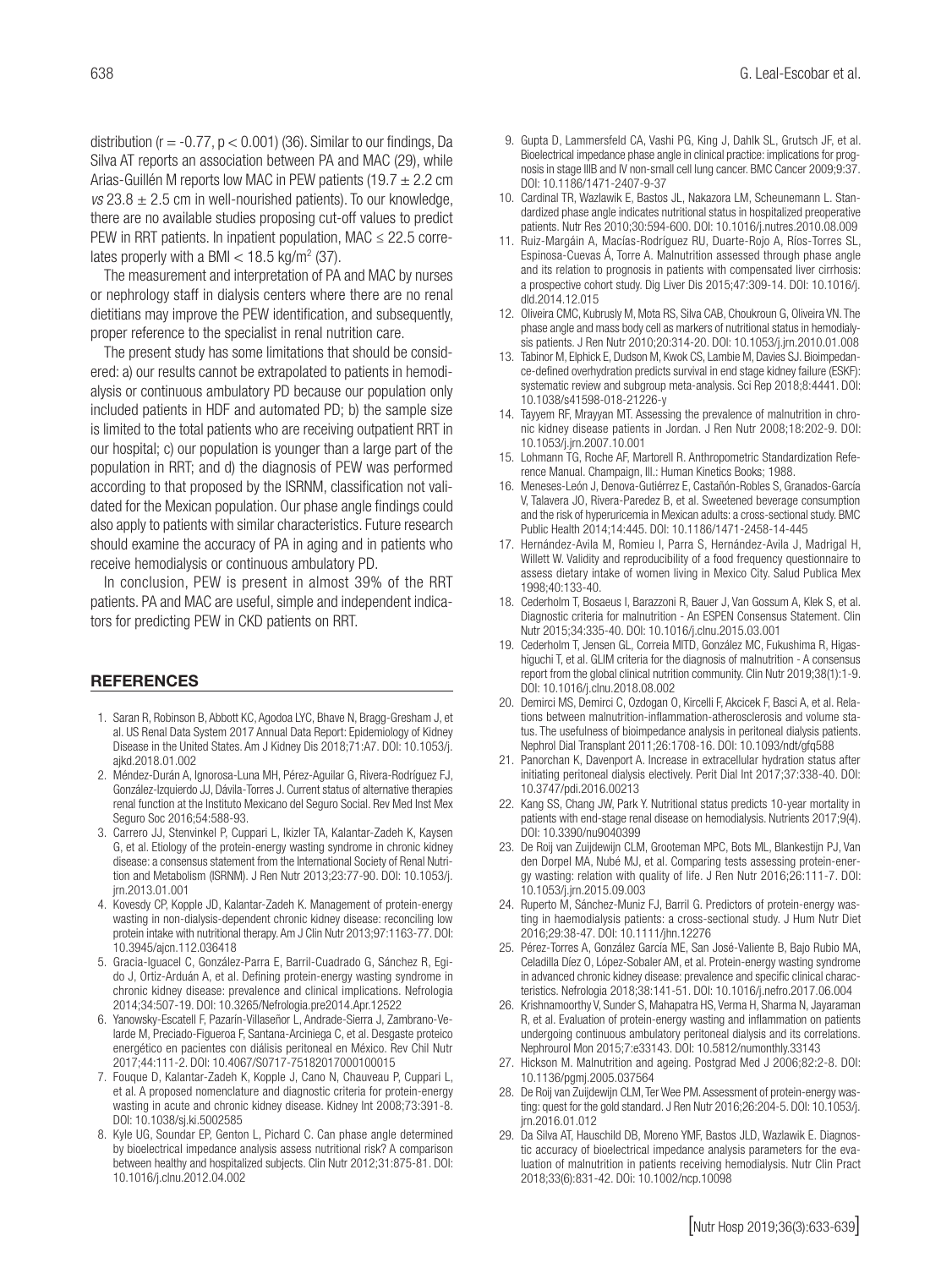distribution ($r = -0.77$, $p < 0.001$) (36). Similar to our findings, Da Silva AT reports an association between PA and MAC (29), while Arias-Guillén M reports low MAC in PEW patients ($19.7 \pm 2.2$ cm *vs* $23.8 \pm 2.5$ cm in well-nourished patients). To our knowledge, there are no available studies proposing cut-off values to predict PEW in RRT patients. In inpatient population, MAC $\leq 22.5$ correlates properly with a BMI $< 18.5$ kg/m$^2$ (37).

The measurement and interpretation of PA and MAC by nurses or nephrology staff in dialysis centers where there are no renal dietitians may improve the PEW identification, and subsequently, proper reference to the specialist in renal nutrition care.

The present study has some limitations that should be considered: a) our results cannot be extrapolated to patients in hemodialysis or continuous ambulatory PD because our population only included patients in HDF and automated PD; b) the sample size is limited to the total patients who are receiving outpatient RRT in our hospital; c) our population is younger than a large part of the population in RRT; and d) the diagnosis of PEW was performed according to that proposed by the ISRNM, classification not validated for the Mexican population. Our phase angle findings could also apply to patients with similar characteristics. Future research should examine the accuracy of PA in aging and in patients who receive hemodialysis or continuous ambulatory PD.

In conclusion, PEW is present in almost 39% of the RRT patients. PA and MAC are useful, simple and independent indicators for predicting PEW in CKD patients on RRT.

## REFERENCES

1. Saran R, Robinson B, Abbott KC, Agodoa LYC, Bhave N, Bragg-Gresham J, et al. US Renal Data System 2017 Annual Data Report: Epidemiology of Kidney Disease in the United States. Am J Kidney Dis 2018;71:A7. DOI: 10.1053/j.ajkd.2018.01.002
2. Méndez-Durán A, Ignorosa-Luna MH, Pérez-Aguilar G, Rivera-Rodríguez FJ, González-Izquierdo JJ, Dávila-Torres J. Current status of alternative therapies renal function at the Instituto Mexicano del Seguro Social. Rev Med Inst Mex Seguro Soc 2016;54:588-93.
3. Carrero JJ, Stenvinkel P, Cuppari L, Ikizler TA, Kalantar-Zadeh K, Kaysen G, et al. Etiology of the protein-energy wasting syndrome in chronic kidney disease: a consensus statement from the International Society of Renal Nutrition and Metabolism (ISRNM). J Ren Nutr 2013;23:77-90. DOI: 10.1053/j.jrn.2013.01.001
4. Kovesdy CP, Kopple JD, Kalantar-Zadeh K. Management of protein-energy wasting in non-dialysis-dependent chronic kidney disease: reconciling low protein intake with nutritional therapy. Am J Clin Nutr 2013;97:1163-77. DOI: 10.3945/ajcn.112.036418
5. Gracia-Iguacel C, González-Parra E, Barril-Cuadrado G, Sánchez R, Egido J, Ortiz-Arduán A, et al. Defining protein-energy wasting syndrome in chronic kidney disease: prevalence and clinical implications. Nefrologia 2014;34:507-19. DOI: 10.3265/Nefrologia.pre2014.Apr.12522
6. Yanowsky-Escatell F, Pazarín-Villaseñor L, Andrade-Sierra J, Zambrano-Velarde M, Preciado-Figueroa F, Santana-Arciniega C, et al. Desgaste proteico energético en pacientes con diálisis peritoneal en México. Rev Chil Nutr 2017;44:111-2. DOI: 10.4067/S0717-75182017000100015
7. Fouque D, Kalantar-Zadeh K, Kopple J, Cano N, Chauveau P, Cuppari L, et al. A proposed nomenclature and diagnostic criteria for protein-energy wasting in acute and chronic kidney disease. Kidney Int 2008;73:391-8. DOI: 10.1038/sj.ki.5002585
8. Kyle UG, Soundar EP, Genton L, Pichard C. Can phase angle determined by bioelectrical impedance analysis assess nutritional risk? A comparison between healthy and hospitalized subjects. Clin Nutr 2012;31:875-81. DOI: 10.1016/j.clnu.2012.04.002
9. Gupta D, Lammersfeld CA, Vashi PG, King J, Dahlk SL, Grutsch JF, et al. Bioelectrical impedance phase angle in clinical practice: implications for prognosis in stage IIIB and IV non-small cell lung cancer. BMC Cancer 2009;9:37. DOI: 10.1186/1471-2407-9-37
10. Cardinal TR, Wazlawik E, Bastos JL, Nakazora LM, Scheunemann L. Standardized phase angle indicates nutritional status in hospitalized preoperative patients. Nutr Res 2010;30:594-600. DOI: 10.1016/j.nutres.2010.08.009
11. Ruiz-Margáin A, Macías-Rodríguez RU, Duarte-Rojo A, Ríos-Torres SL, Espinosa-Cuevas Á, Torre A. Malnutrition assessed through phase angle and its relation to prognosis in patients with compensated liver cirrhosis: a prospective cohort study. Dig Liver Dis 2015;47:309-14. DOI: 10.1016/j.dld.2014.12.015
12. Oliveira CMC, Kubrusly M, Mota RS, Silva CAB, Choukroun G, Oliveira VN. The phase angle and mass body cell as markers of nutritional status in hemodialysis patients. J Ren Nutr 2010;20:314-20. DOI: 10.1053/j.jrn.2010.01.008
13. Tabinor M, Elphick E, Dudson M, Kwok CS, Lambie M, Davies SJ. Bioimpedance-defined overhydration predicts survival in end stage kidney failure (ESKF): systematic review and subgroup meta-analysis. Sci Rep 2018;8:4441. DOI: 10.1038/s41598-018-21226-y
14. Tayyem RF, Mrayyan MT. Assessing the prevalence of malnutrition in chronic kidney disease patients in Jordan. J Ren Nutr 2008;18:202-9. DOI: 10.1053/j.jrn.2007.10.001
15. Lohmann TG, Roche AF, Martorell R. Anthropometric Standardization Reference Manual. Champaign, Ill.: Human Kinetics Books; 1988.
16. Meneses-León J, Denova-Gutiérrez E, Castañón-Robles S, Granados-García V, Talavera JO, Rivera-Paredez B, et al. Sweetened beverage consumption and the risk of hyperuricemia in Mexican adults: a cross-sectional study. BMC Public Health 2014;14:445. DOI: 10.1186/1471-2458-14-445
17. Hernández-Avila M, Romieu I, Parra S, Hernández-Avila J, Madrigal H, Willett W. Validity and reproducibility of a food frequency questionnaire to assess dietary intake of women living in Mexico City. Salud Publica Mex 1998;40:133-40.
18. Cederholm T, Bosaeus I, Barazzoni R, Bauer J, Van Gossum A, Klek S, et al. Diagnostic criteria for malnutrition - An ESPEN Consensus Statement. Clin Nutr 2015;34:335-40. DOI: 10.1016/j.clnu.2015.03.001
19. Cederholm T, Jensen GL, Correia MITD, González MC, Fukushima R, Higashiguchi T, et al. GLIM criteria for the diagnosis of malnutrition - A consensus report from the global clinical nutrition community. Clin Nutr 2019;38(1):1-9. DOI: 10.1016/j.clnu.2018.08.002
20. Demirci MS, Demirci C, Ozdogan O, Kircelli F, Akcicek F, Basci A, et al. Relations between malnutrition-inflammation-atherosclerosis and volume status. The usefulness of bioimpedance analysis in peritoneal dialysis patients. Nephrol Dial Transplant 2011;26:1708-16. DOI: 10.1093/ndt/gfq588
21. Panorchan K, Davenport A. Increase in extracellular hydration status after initiating peritoneal dialysis electively. Perit Dial Int 2017;37:338-40. DOI: 10.3747/pdi.2016.00213
22. Kang SS, Chang JW, Park Y. Nutritional status predicts 10-year mortality in patients with end-stage renal disease on hemodialysis. Nutrients 2017;9(4). DOI: 10.3390/nu9040399
23. De Roij van Zuijdewijn CLM, Grooteman MPC, Bots ML, Blankestijn PJ, Van den Dorpel MA, Nubé MJ, et al. Comparing tests assessing protein-energy wasting: relation with quality of life. J Ren Nutr 2016;26:111-7. DOI: 10.1053/j.jrn.2015.09.003
24. Ruperto M, Sánchez-Muniz FJ, Barril G. Predictors of protein-energy wasting in haemodialysis patients: a cross-sectional study. J Hum Nutr Diet 2016;29:38-47. DOI: 10.1111/jhn.12276
25. Pérez-Torres A, González García ME, San José-Valiente B, Bajo Rubio MA, Celadilla Díez O, López-Sobaler AM, et al. Protein-energy wasting syndrome in advanced chronic kidney disease: prevalence and specific clinical characteristics. Nefrologia 2018;38:141-51. DOI: 10.1016/j.nefro.2017.06.004
26. Krishnamoorthy V, Sunder S, Mahapatra HS, Verma H, Sharma N, Jayaraman R, et al. Evaluation of protein-energy wasting and inflammation on patients undergoing continuous ambulatory peritoneal dialysis and its correlations. Nephrourol Mon 2015;7:e33143. DOI: 10.5812/numonthly.33143
27. Hickson M. Malnutrition and ageing. Postgrad Med J 2006;82:2-8. DOI: 10.1136/pgmj.2005.037564
28. De Roij van Zuijdewijn CLM, Ter Wee PM. Assessment of protein-energy wasting: quest for the gold standard. J Ren Nutr 2016;26:204-5. DOI: 10.1053/j.jrn.2016.01.012
29. Da Silva AT, Hauschild DB, Moreno YMF, Bastos JLD, Wazlawik E. Diagnostic accuracy of bioelectrical impedance analysis parameters for the evaluation of malnutrition in patients receiving hemodialysis. Nutr Clin Pract 2018;33(6):831-42. DOI: 10.1002/ncp.10098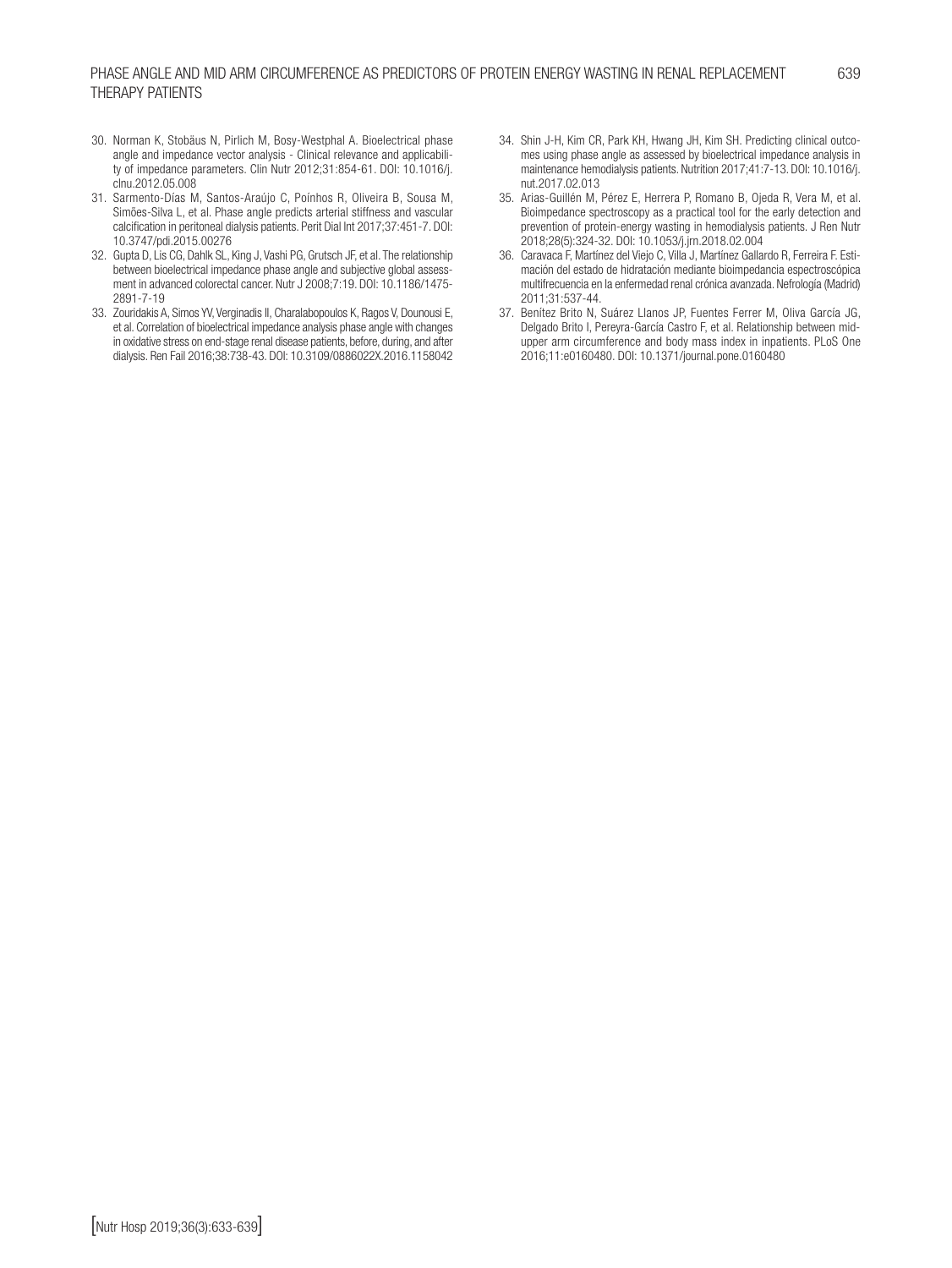30. Norman K, Stobäus N, Pirlich M, Bosy-Westphal A. Bioelectrical phase angle and impedance vector analysis - Clinical relevance and applicability of impedance parameters. Clin Nutr 2012;31:854-61. DOI: 10.1016/j.clnu.2012.05.008
31. Sarmento-Días M, Santos-Araújo C, Poínhos R, Oliveira B, Sousa M, Simões-Silva L, et al. Phase angle predicts arterial stiffness and vascular calcification in peritoneal dialysis patients. Perit Dial Int 2017;37:451-7. DOI: 10.3747/pdi.2015.00276
32. Gupta D, Lis CG, Dahlk SL, King J, Vashi PG, Grutsch JF, et al. The relationship between bioelectrical impedance phase angle and subjective global assessment in advanced colorectal cancer. Nutr J 2008;7:19. DOI: 10.1186/1475-2891-7-19
33. Zouridakis A, Simos YV, Verginadis II, Charalabopoulos K, Ragos V, Dounousi E, et al. Correlation of bioelectrical impedance analysis phase angle with changes in oxidative stress on end-stage renal disease patients, before, during, and after dialysis. Ren Fail 2016;38:738-43. DOI: 10.3109/0886022X.2016.1158042
34. Shin J-H, Kim CR, Park KH, Hwang JH, Kim SH. Predicting clinical outcomes using phase angle as assessed by bioelectrical impedance analysis in maintenance hemodialysis patients. Nutrition 2017;41:7-13. DOI: 10.1016/j.nut.2017.02.013
35. Arias-Guillén M, Pérez E, Herrera P, Romano B, Ojeda R, Vera M, et al. Bioimpedance spectroscopy as a practical tool for the early detection and prevention of protein-energy wasting in hemodialysis patients. J Ren Nutr 2018;28(5):324-32. DOI: 10.1053/j.jrn.2018.02.004
36. Caravaca F, Martínez del Viejo C, Villa J, Martínez Gallardo R, Ferreira F. Estimación del estado de hidratación mediante bioimpedancia espectroscópica multifrecuencia en la enfermedad renal crónica avanzada. Nefrología (Madrid) 2011;31:537-44.
37. Benítez Brito N, Suárez Llanos JP, Fuentes Ferrer M, Oliva García JG, Delgado Brito I, Pereyra-García Castro F, et al. Relationship between mid-upper arm circumference and body mass index in inpatients. PLoS One 2016;11:e0160480. DOI: 10.1371/journal.pone.0160480